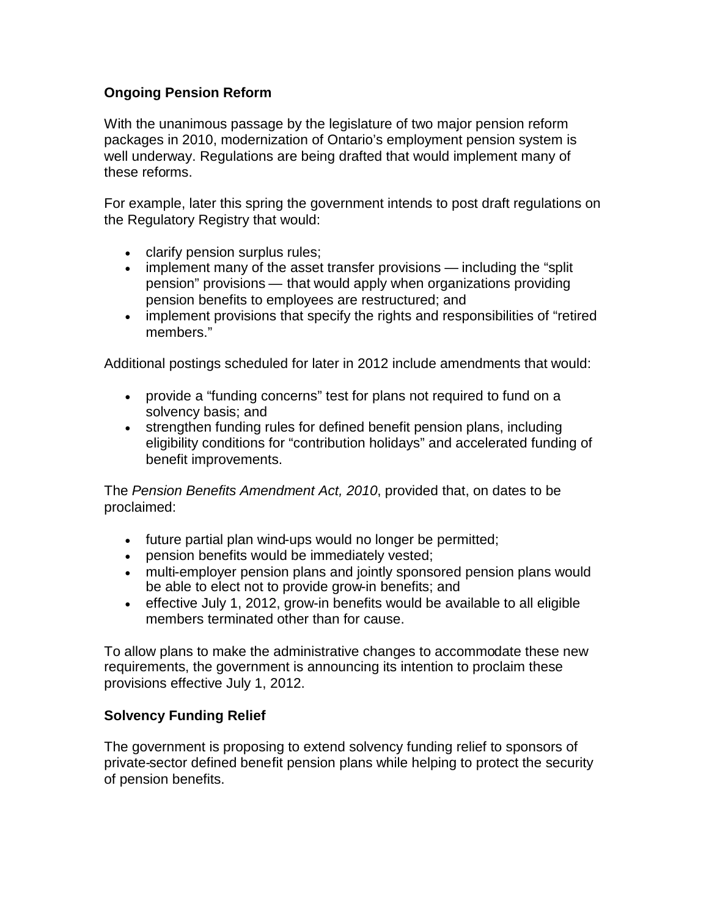## Ongoing Pension Reform

With the unanimous passage by the legislature of two major pension reform packages in 2010, modernization of Ontario's employment pension system is well underway. Regulations are being drafted that would implement many of these reforms.

For example, later this spring the government intends to post draft regulations on the Regulatory Registry that would:

- clarify pension surplus rules;
- implement many of the asset transfer provisions — including the "split pension" provisions — that would apply when organizations providing pension benefits to employees are restructured; and
- implement provisions that specify the rights and responsibilities of "retired members."

Additional postings scheduled for later in 2012 include amendments that would:

- provide a "funding concerns" test for plans not required to fund on a solvency basis; and
- strengthen funding rules for defined benefit pension plans, including eligibility conditions for "contribution holidays" and accelerated funding of benefit improvements.

The *Pension Benefits Amendment Act, 2010*, provided that, on dates to be proclaimed:

- future partial plan wind-ups would no longer be permitted;
- pension benefits would be immediately vested;
- multi-employer pension plans and jointly sponsored pension plans would be able to elect not to provide grow-in benefits; and
- effective July 1, 2012, grow-in benefits would be available to all eligible members terminated other than for cause.

To allow plans to make the administrative changes to accommodate these new requirements, the government is announcing its intention to proclaim these provisions effective July 1, 2012.

## Solvency Funding Relief

The government is proposing to extend solvency funding relief to sponsors of private-sector defined benefit pension plans while helping to protect the security of pension benefits.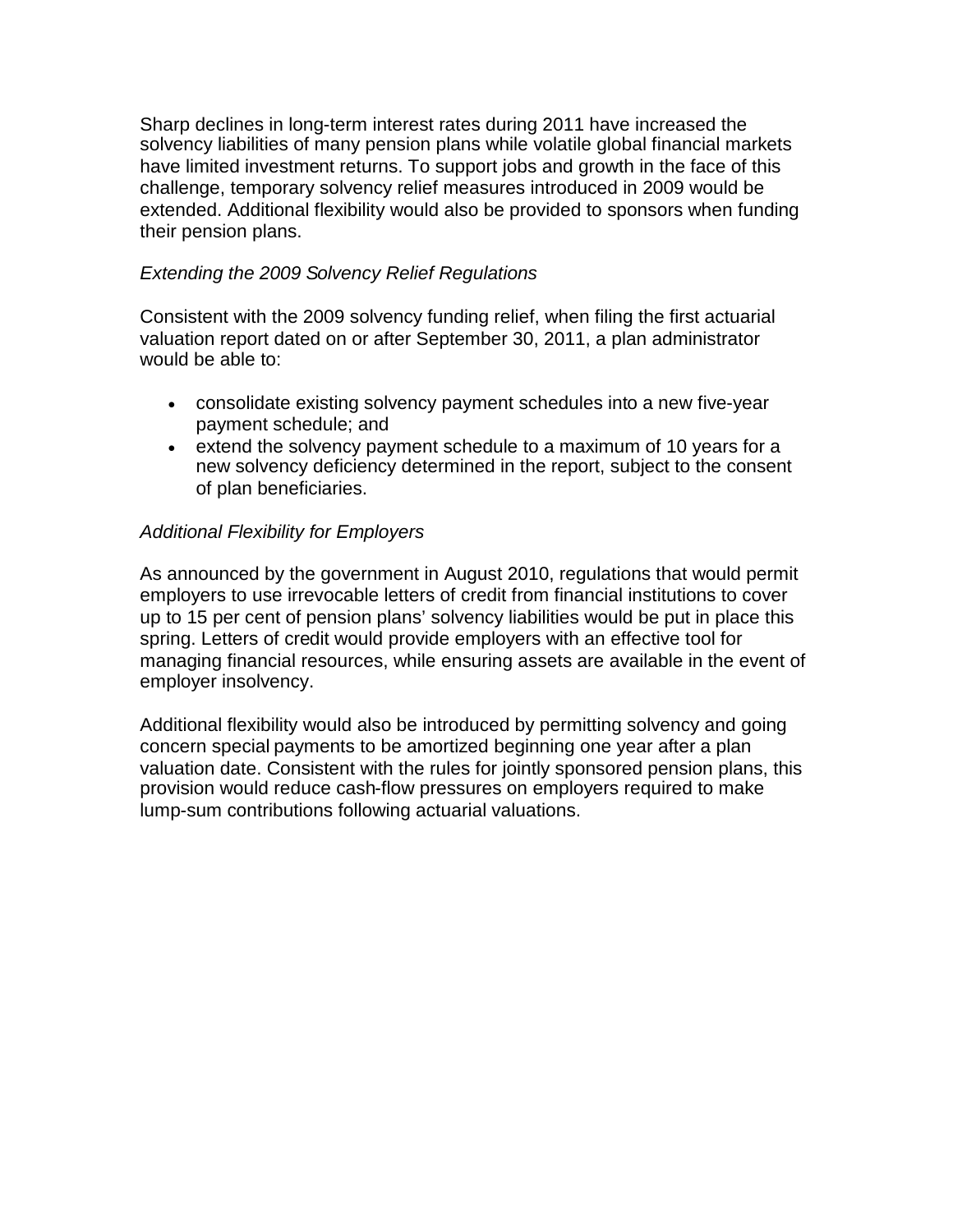Sharp declines in long-term interest rates during 2011 have increased the solvency liabilities of many pension plans while volatile global financial markets have limited investment returns. To support jobs and growth in the face of this challenge, temporary solvency relief measures introduced in 2009 would be extended. Additional flexibility would also be provided to sponsors when funding their pension plans.

*Extending the 2009 Solvency Relief Regulations*

Consistent with the 2009 solvency funding relief, when filing the first actuarial valuation report dated on or after September 30, 2011, a plan administrator would be able to:

- consolidate existing solvency payment schedules into a new five-year payment schedule; and
- extend the solvency payment schedule to a maximum of 10 years for a new solvency deficiency determined in the report, subject to the consent of plan beneficiaries.

*Additional Flexibility for Employers*

As announced by the government in August 2010, regulations that would permit employers to use irrevocable letters of credit from financial institutions to cover up to 15 per cent of pension plans' solvency liabilities would be put in place this spring. Letters of credit would provide employers with an effective tool for managing financial resources, while ensuring assets are available in the event of employer insolvency.

Additional flexibility would also be introduced by permitting solvency and going concern special payments to be amortized beginning one year after a plan valuation date. Consistent with the rules for jointly sponsored pension plans, this provision would reduce cash-flow pressures on employers required to make lump-sum contributions following actuarial valuations.